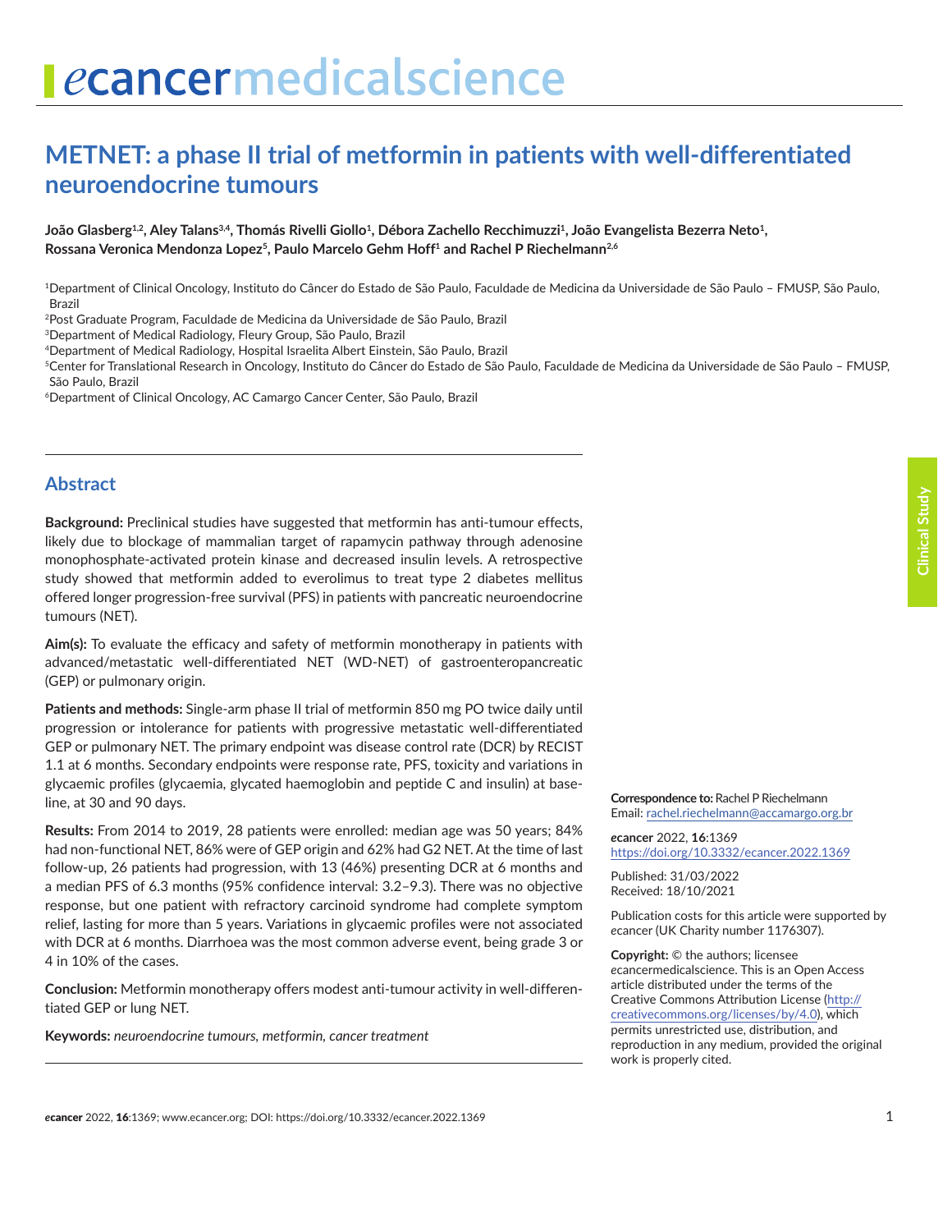# METNET: a phase II trial of metformin in patients with well-differentiated neuroendocrine tumours

**João Glasberg[1,2], Aley Talans[3,4], Thomás Rivelli Giollo[1], Débora Zachello Recchimuzzi[1], João Evangelista Bezerra Neto[1], Rossana Veronica Mendonza Lopez[5], Paulo Marcelo Gehm Hoff[1] and Rachel P Riechelmann[2,6]**

[1]Department of Clinical Oncology, Instituto do Câncer do Estado de São Paulo, Faculdade de Medicina da Universidade de São Paulo – FMUSP, São Paulo, Brazil

[2]Post Graduate Program, Faculdade de Medicina da Universidade de São Paulo, Brazil

[3]Department of Medical Radiology, Fleury Group, São Paulo, Brazil

[4]Department of Medical Radiology, Hospital Israelita Albert Einstein, São Paulo, Brazil

[5]Center for Translational Research in Oncology, Instituto do Câncer do Estado de São Paulo, Faculdade de Medicina da Universidade de São Paulo – FMUSP, São Paulo, Brazil

[6]Department of Clinical Oncology, AC Camargo Cancer Center, São Paulo, Brazil

## Abstract

**Background:** Preclinical studies have suggested that metformin has anti-tumour effects, likely due to blockage of mammalian target of rapamycin pathway through adenosine monophosphate-activated protein kinase and decreased insulin levels. A retrospective study showed that metformin added to everolimus to treat type 2 diabetes mellitus offered longer progression-free survival (PFS) in patients with pancreatic neuroendocrine tumours (NET).

**Aim(s):** To evaluate the efficacy and safety of metformin monotherapy in patients with advanced/metastatic well-differentiated NET (WD-NET) of gastroenteropancreatic (GEP) or pulmonary origin.

**Patients and methods:** Single-arm phase II trial of metformin 850 mg PO twice daily until progression or intolerance for patients with progressive metastatic well-differentiated GEP or pulmonary NET. The primary endpoint was disease control rate (DCR) by RECIST 1.1 at 6 months. Secondary endpoints were response rate, PFS, toxicity and variations in glycaemic profiles (glycaemia, glycated haemoglobin and peptide C and insulin) at baseline, at 30 and 90 days.

**Results:** From 2014 to 2019, 28 patients were enrolled: median age was 50 years; 84% had non-functional NET, 86% were of GEP origin and 62% had G2 NET. At the time of last follow-up, 26 patients had progression, with 13 (46%) presenting DCR at 6 months and a median PFS of 6.3 months (95% confidence interval: 3.2–9.3). There was no objective response, but one patient with refractory carcinoid syndrome had complete symptom relief, lasting for more than 5 years. Variations in glycaemic profiles were not associated with DCR at 6 months. Diarrhoea was the most common adverse event, being grade 3 or 4 in 10% of the cases.

**Conclusion:** Metformin monotherapy offers modest anti-tumour activity in well-differentiated GEP or lung NET.

**Keywords:** *neuroendocrine tumours, metformin, cancer treatment*

**Correspondence to:** Rachel P Riechelmann
Email: rachel.riechelmann@accamargo.org.br

*e*cancer 2022, **16**:1369
https://doi.org/10.3332/ecancer.2022.1369

Published: 31/03/2022
Received: 18/10/2021

Publication costs for this article were supported by *e*cancer (UK Charity number 1176307).

**Copyright:** © the authors; licensee *e*cancermedicalscience. This is an Open Access article distributed under the terms of the Creative Commons Attribution License (http://creativecommons.org/licenses/by/4.0), which permits unrestricted use, distribution, and reproduction in any medium, provided the original work is properly cited.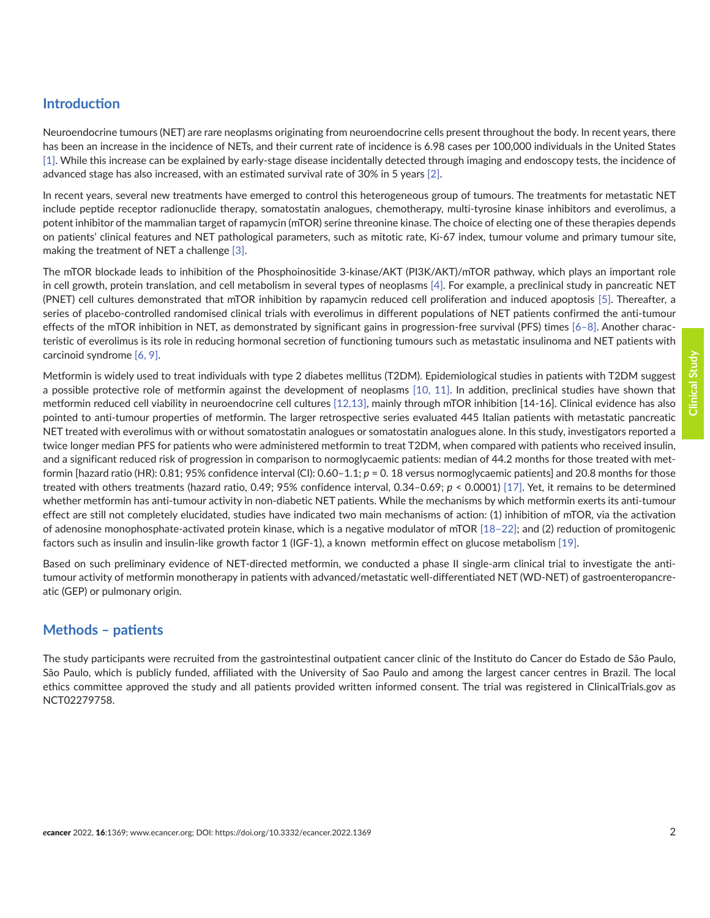## Introduction

Neuroendocrine tumours (NET) are rare neoplasms originating from neuroendocrine cells present throughout the body. In recent years, there has been an increase in the incidence of NETs, and their current rate of incidence is 6.98 cases per 100,000 individuals in the United States [1]. While this increase can be explained by early-stage disease incidentally detected through imaging and endoscopy tests, the incidence of advanced stage has also increased, with an estimated survival rate of 30% in 5 years [2].

In recent years, several new treatments have emerged to control this heterogeneous group of tumours. The treatments for metastatic NET include peptide receptor radionuclide therapy, somatostatin analogues, chemotherapy, multi-tyrosine kinase inhibitors and everolimus, a potent inhibitor of the mammalian target of rapamycin (mTOR) serine threonine kinase. The choice of electing one of these therapies depends on patients' clinical features and NET pathological parameters, such as mitotic rate, Ki-67 index, tumour volume and primary tumour site, making the treatment of NET a challenge [3].

The mTOR blockade leads to inhibition of the Phosphoinositide 3-kinase/AKT (PI3K/AKT)/mTOR pathway, which plays an important role in cell growth, protein translation, and cell metabolism in several types of neoplasms [4]. For example, a preclinical study in pancreatic NET (PNET) cell cultures demonstrated that mTOR inhibition by rapamycin reduced cell proliferation and induced apoptosis [5]. Thereafter, a series of placebo-controlled randomised clinical trials with everolimus in different populations of NET patients confirmed the anti-tumour effects of the mTOR inhibition in NET, as demonstrated by significant gains in progression-free survival (PFS) times [6–8]. Another characteristic of everolimus is its role in reducing hormonal secretion of functioning tumours such as metastatic insulinoma and NET patients with carcinoid syndrome [6, 9].

Metformin is widely used to treat individuals with type 2 diabetes mellitus (T2DM). Epidemiological studies in patients with T2DM suggest a possible protective role of metformin against the development of neoplasms [10, 11]. In addition, preclinical studies have shown that metformin reduced cell viability in neuroendocrine cell cultures [12,13], mainly through mTOR inhibition [14-16]. Clinical evidence has also pointed to anti-tumour properties of metformin. The larger retrospective series evaluated 445 Italian patients with metastatic pancreatic NET treated with everolimus with or without somatostatin analogues or somatostatin analogues alone. In this study, investigators reported a twice longer median PFS for patients who were administered metformin to treat T2DM, when compared with patients who received insulin, and a significant reduced risk of progression in comparison to normoglycaemic patients: median of 44.2 months for those treated with metformin [hazard ratio (HR): 0.81; 95% confidence interval (CI): 0.60–1.1; *p* = 0. 18 versus normoglycaemic patients] and 20.8 months for those treated with others treatments (hazard ratio, 0.49; 95% confidence interval, 0.34–0.69; *p* < 0.0001) [17]. Yet, it remains to be determined whether metformin has anti-tumour activity in non-diabetic NET patients. While the mechanisms by which metformin exerts its anti-tumour effect are still not completely elucidated, studies have indicated two main mechanisms of action: (1) inhibition of mTOR, via the activation of adenosine monophosphate-activated protein kinase, which is a negative modulator of mTOR [18–22]; and (2) reduction of promitogenic factors such as insulin and insulin-like growth factor 1 (IGF-1), a known metformin effect on glucose metabolism [19].

Based on such preliminary evidence of NET-directed metformin, we conducted a phase II single-arm clinical trial to investigate the anti-tumour activity of metformin monotherapy in patients with advanced/metastatic well-differentiated NET (WD-NET) of gastroenteropancreatic (GEP) or pulmonary origin.

## Methods – patients

The study participants were recruited from the gastrointestinal outpatient cancer clinic of the Instituto do Cancer do Estado de São Paulo, São Paulo, which is publicly funded, affiliated with the University of Sao Paulo and among the largest cancer centres in Brazil. The local ethics committee approved the study and all patients provided written informed consent. The trial was registered in ClinicalTrials.gov as NCT02279758.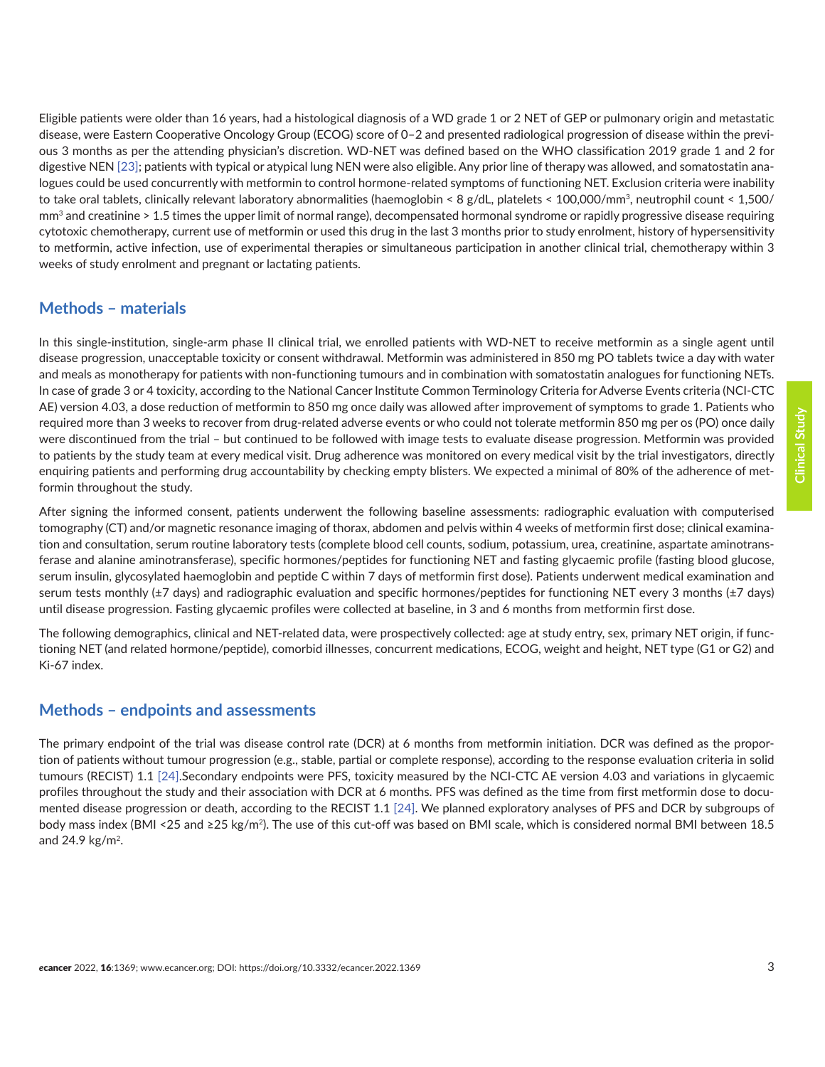Eligible patients were older than 16 years, had a histological diagnosis of a WD grade 1 or 2 NET of GEP or pulmonary origin and metastatic disease, were Eastern Cooperative Oncology Group (ECOG) score of 0–2 and presented radiological progression of disease within the previous 3 months as per the attending physician's discretion. WD-NET was defined based on the WHO classification 2019 grade 1 and 2 for digestive NEN [23]; patients with typical or atypical lung NEN were also eligible. Any prior line of therapy was allowed, and somatostatin analogues could be used concurrently with metformin to control hormone-related symptoms of functioning NET. Exclusion criteria were inability to take oral tablets, clinically relevant laboratory abnormalities (haemoglobin < 8 g/dL, platelets < 100,000/mm$^3$, neutrophil count < 1,500/mm$^3$ and creatinine > 1.5 times the upper limit of normal range), decompensated hormonal syndrome or rapidly progressive disease requiring cytotoxic chemotherapy, current use of metformin or used this drug in the last 3 months prior to study enrolment, history of hypersensitivity to metformin, active infection, use of experimental therapies or simultaneous participation in another clinical trial, chemotherapy within 3 weeks of study enrolment and pregnant or lactating patients.

## Methods – materials

In this single-institution, single-arm phase II clinical trial, we enrolled patients with WD-NET to receive metformin as a single agent until disease progression, unacceptable toxicity or consent withdrawal. Metformin was administered in 850 mg PO tablets twice a day with water and meals as monotherapy for patients with non-functioning tumours and in combination with somatostatin analogues for functioning NETs. In case of grade 3 or 4 toxicity, according to the National Cancer Institute Common Terminology Criteria for Adverse Events criteria (NCI-CTC AE) version 4.03, a dose reduction of metformin to 850 mg once daily was allowed after improvement of symptoms to grade 1. Patients who required more than 3 weeks to recover from drug-related adverse events or who could not tolerate metformin 850 mg per os (PO) once daily were discontinued from the trial – but continued to be followed with image tests to evaluate disease progression. Metformin was provided to patients by the study team at every medical visit. Drug adherence was monitored on every medical visit by the trial investigators, directly enquiring patients and performing drug accountability by checking empty blisters. We expected a minimal of 80% of the adherence of metformin throughout the study.

After signing the informed consent, patients underwent the following baseline assessments: radiographic evaluation with computerised tomography (CT) and/or magnetic resonance imaging of thorax, abdomen and pelvis within 4 weeks of metformin first dose; clinical examination and consultation, serum routine laboratory tests (complete blood cell counts, sodium, potassium, urea, creatinine, aspartate aminotransferase and alanine aminotransferase), specific hormones/peptides for functioning NET and fasting glycaemic profile (fasting blood glucose, serum insulin, glycosylated haemoglobin and peptide C within 7 days of metformin first dose). Patients underwent medical examination and serum tests monthly (±7 days) and radiographic evaluation and specific hormones/peptides for functioning NET every 3 months (±7 days) until disease progression. Fasting glycaemic profiles were collected at baseline, in 3 and 6 months from metformin first dose.

The following demographics, clinical and NET-related data, were prospectively collected: age at study entry, sex, primary NET origin, if functioning NET (and related hormone/peptide), comorbid illnesses, concurrent medications, ECOG, weight and height, NET type (G1 or G2) and Ki-67 index.

## Methods – endpoints and assessments

The primary endpoint of the trial was disease control rate (DCR) at 6 months from metformin initiation. DCR was defined as the proportion of patients without tumour progression (e.g., stable, partial or complete response), according to the response evaluation criteria in solid tumours (RECIST) 1.1 [24].Secondary endpoints were PFS, toxicity measured by the NCI-CTC AE version 4.03 and variations in glycaemic profiles throughout the study and their association with DCR at 6 months. PFS was defined as the time from first metformin dose to documented disease progression or death, according to the RECIST 1.1 [24]. We planned exploratory analyses of PFS and DCR by subgroups of body mass index (BMI <25 and ≥25 kg/m$^2$). The use of this cut-off was based on BMI scale, which is considered normal BMI between 18.5 and 24.9 kg/m$^2$.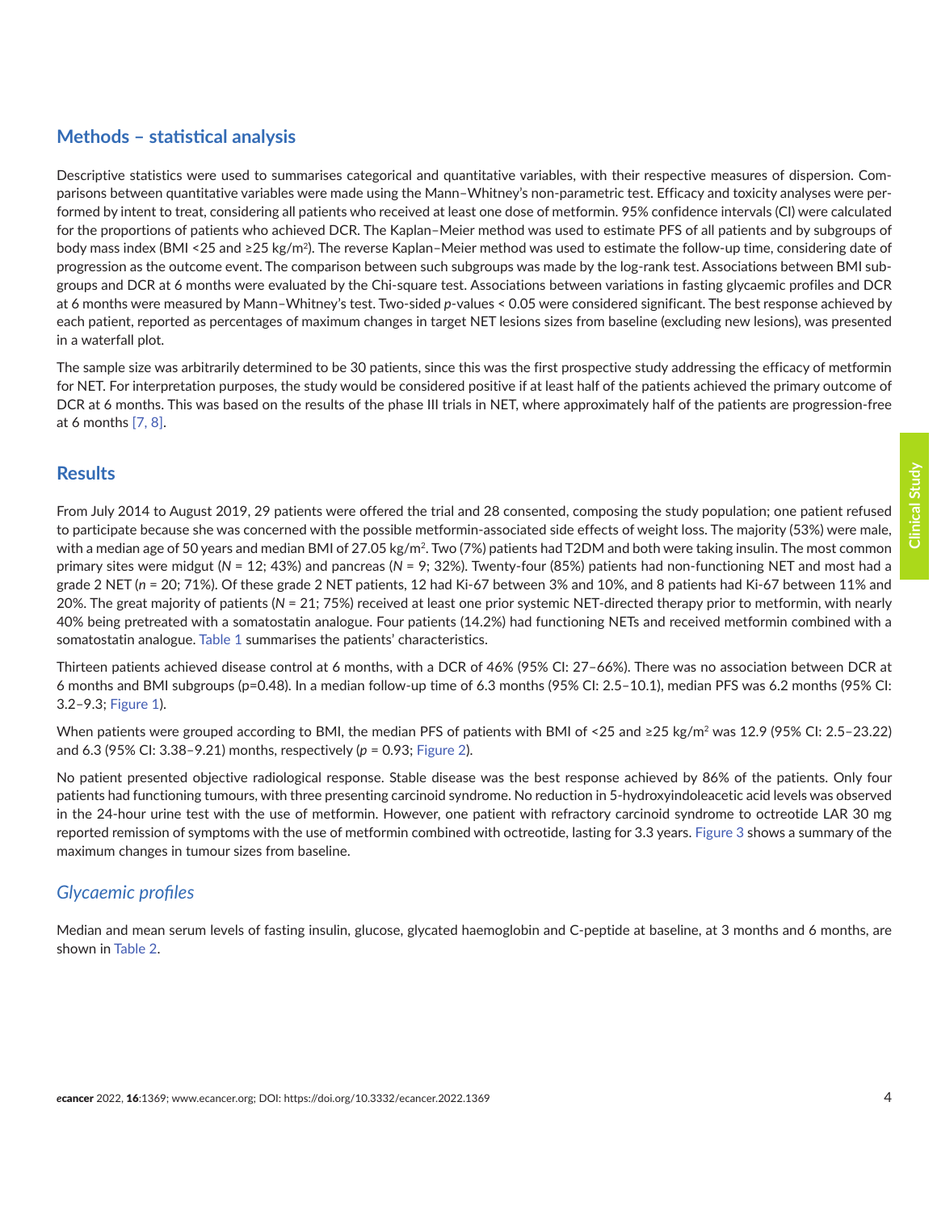## Methods – statistical analysis

Descriptive statistics were used to summarises categorical and quantitative variables, with their respective measures of dispersion. Comparisons between quantitative variables were made using the Mann–Whitney's non-parametric test. Efficacy and toxicity analyses were performed by intent to treat, considering all patients who received at least one dose of metformin. 95% confidence intervals (CI) were calculated for the proportions of patients who achieved DCR. The Kaplan–Meier method was used to estimate PFS of all patients and by subgroups of body mass index (BMI <25 and ≥25 kg/m$^2$). The reverse Kaplan–Meier method was used to estimate the follow-up time, considering date of progression as the outcome event. The comparison between such subgroups was made by the log-rank test. Associations between BMI subgroups and DCR at 6 months were evaluated by the Chi-square test. Associations between variations in fasting glycaemic profiles and DCR at 6 months were measured by Mann–Whitney's test. Two-sided *p*-values < 0.05 were considered significant. The best response achieved by each patient, reported as percentages of maximum changes in target NET lesions sizes from baseline (excluding new lesions), was presented in a waterfall plot.

The sample size was arbitrarily determined to be 30 patients, since this was the first prospective study addressing the efficacy of metformin for NET. For interpretation purposes, the study would be considered positive if at least half of the patients achieved the primary outcome of DCR at 6 months. This was based on the results of the phase III trials in NET, where approximately half of the patients are progression-free at 6 months [7, 8].

## Results

From July 2014 to August 2019, 29 patients were offered the trial and 28 consented, composing the study population; one patient refused to participate because she was concerned with the possible metformin-associated side effects of weight loss. The majority (53%) were male, with a median age of 50 years and median BMI of 27.05 kg/m$^2$. Two (7%) patients had T2DM and both were taking insulin. The most common primary sites were midgut (*N* = 12; 43%) and pancreas (*N* = 9; 32%). Twenty-four (85%) patients had non-functioning NET and most had a grade 2 NET (*n* = 20; 71%). Of these grade 2 NET patients, 12 had Ki-67 between 3% and 10%, and 8 patients had Ki-67 between 11% and 20%. The great majority of patients (*N* = 21; 75%) received at least one prior systemic NET-directed therapy prior to metformin, with nearly 40% being pretreated with a somatostatin analogue. Four patients (14.2%) had functioning NETs and received metformin combined with a somatostatin analogue. Table 1 summarises the patients' characteristics.

Thirteen patients achieved disease control at 6 months, with a DCR of 46% (95% CI: 27–66%). There was no association between DCR at 6 months and BMI subgroups (p=0.48). In a median follow-up time of 6.3 months (95% CI: 2.5–10.1), median PFS was 6.2 months (95% CI: 3.2–9.3; Figure 1).

When patients were grouped according to BMI, the median PFS of patients with BMI of <25 and ≥25 kg/m$^2$ was 12.9 (95% CI: 2.5–23.22) and 6.3 (95% CI: 3.38–9.21) months, respectively (*p* = 0.93; Figure 2).

No patient presented objective radiological response. Stable disease was the best response achieved by 86% of the patients. Only four patients had functioning tumours, with three presenting carcinoid syndrome. No reduction in 5-hydroxyindoleacetic acid levels was observed in the 24-hour urine test with the use of metformin. However, one patient with refractory carcinoid syndrome to octreotide LAR 30 mg reported remission of symptoms with the use of metformin combined with octreotide, lasting for 3.3 years. Figure 3 shows a summary of the maximum changes in tumour sizes from baseline.

### *Glycaemic profiles*

Median and mean serum levels of fasting insulin, glucose, glycated haemoglobin and C-peptide at baseline, at 3 months and 6 months, are shown in Table 2.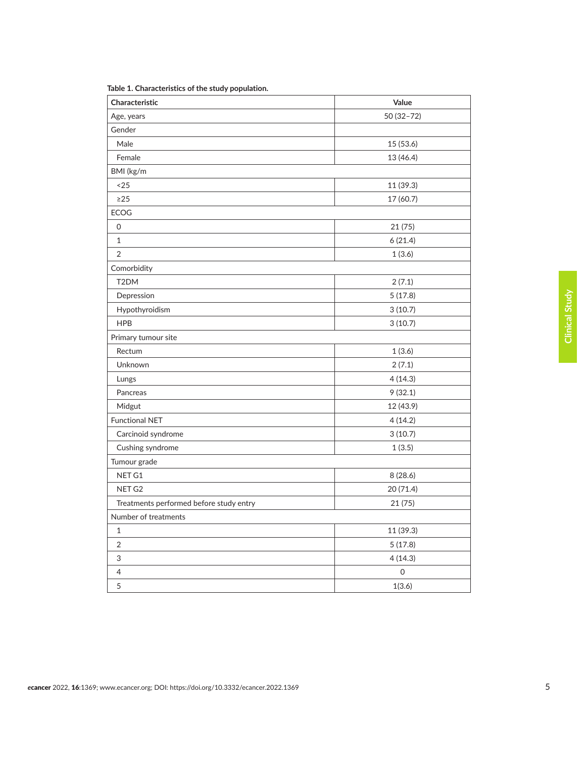**Table 1. Characteristics of the study population.**

| Characteristic | Value |
|---|---|
| Age, years | 50 (32–72) |
| Gender | |
| Male | 15 (53.6) |
| Female | 13 (46.4) |
| BMI (kg/m | |
| <25 | 11 (39.3) |
| ≥25 | 17 (60.7) |
| ECOG | |
| 0 | 21 (75) |
| 1 | 6 (21.4) |
| 2 | 1 (3.6) |
| Comorbidity | |
| T2DM | 2 (7.1) |
| Depression | 5 (17.8) |
| Hypothyroidism | 3 (10.7) |
| HPB | 3 (10.7) |
| Primary tumour site | |
| Rectum | 1 (3.6) |
| Unknown | 2 (7.1) |
| Lungs | 4 (14.3) |
| Pancreas | 9 (32.1) |
| Midgut | 12 (43.9) |
| Functional NET | 4 (14.2) |
| Carcinoid syndrome | 3 (10.7) |
| Cushing syndrome | 1 (3.5) |
| Tumour grade | |
| NET G1 | 8 (28.6) |
| NET G2 | 20 (71.4) |
| Treatments performed before study entry | 21 (75) |
| Number of treatments | |
| 1 | 11 (39.3) |
| 2 | 5 (17.8) |
| 3 | 4 (14.3) |
| 4 | 0 |
| 5 | 1(3.6) |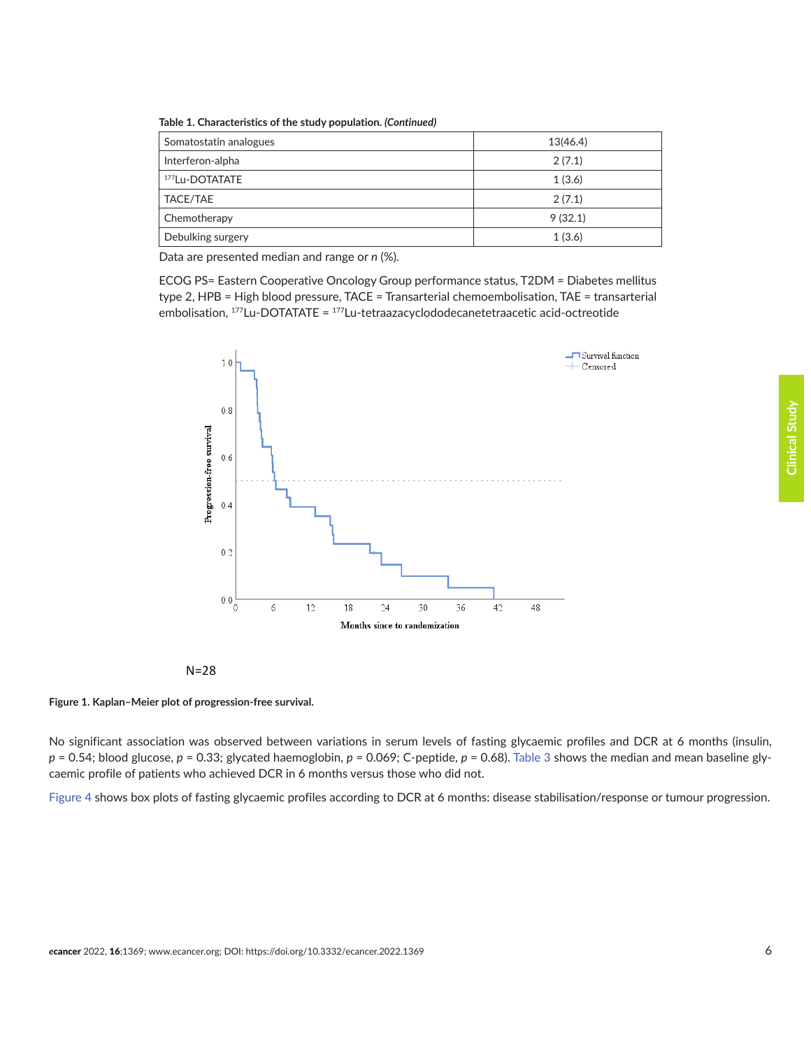**Table 1. Characteristics of the study population.** ***(Continued)***

| | |
|---|---|
| Somatostatin analogues | 13(46.4) |
| Interferon-alpha | 2 (7.1) |
| $^{177}$Lu-DOTATATE | 1 (3.6) |
| TACE/TAE | 2 (7.1) |
| Chemotherapy | 9 (32.1) |
| Debulking surgery | 1 (3.6) |

Data are presented median and range or *n* (%).

ECOG PS= Eastern Cooperative Oncology Group performance status, T2DM = Diabetes mellitus type 2, HPB = High blood pressure, TACE = Transarterial chemoembolisation, TAE = transarterial embolisation, $^{177}$Lu-DOTATATE = $^{177}$Lu-tetraazacyclododecanetetraacetic acid-octreotide

N=28

**Figure 1. Kaplan–Meier plot of progression-free survival.**

No significant association was observed between variations in serum levels of fasting glycaemic profiles and DCR at 6 months (insulin, $p$ = 0.54; blood glucose, $p$ = 0.33; glycated haemoglobin, $p$ = 0.069; C-peptide, $p$ = 0.68). Table 3 shows the median and mean baseline glycaemic profile of patients who achieved DCR in 6 months versus those who did not.

Figure 4 shows box plots of fasting glycaemic profiles according to DCR at 6 months: disease stabilisation/response or tumour progression.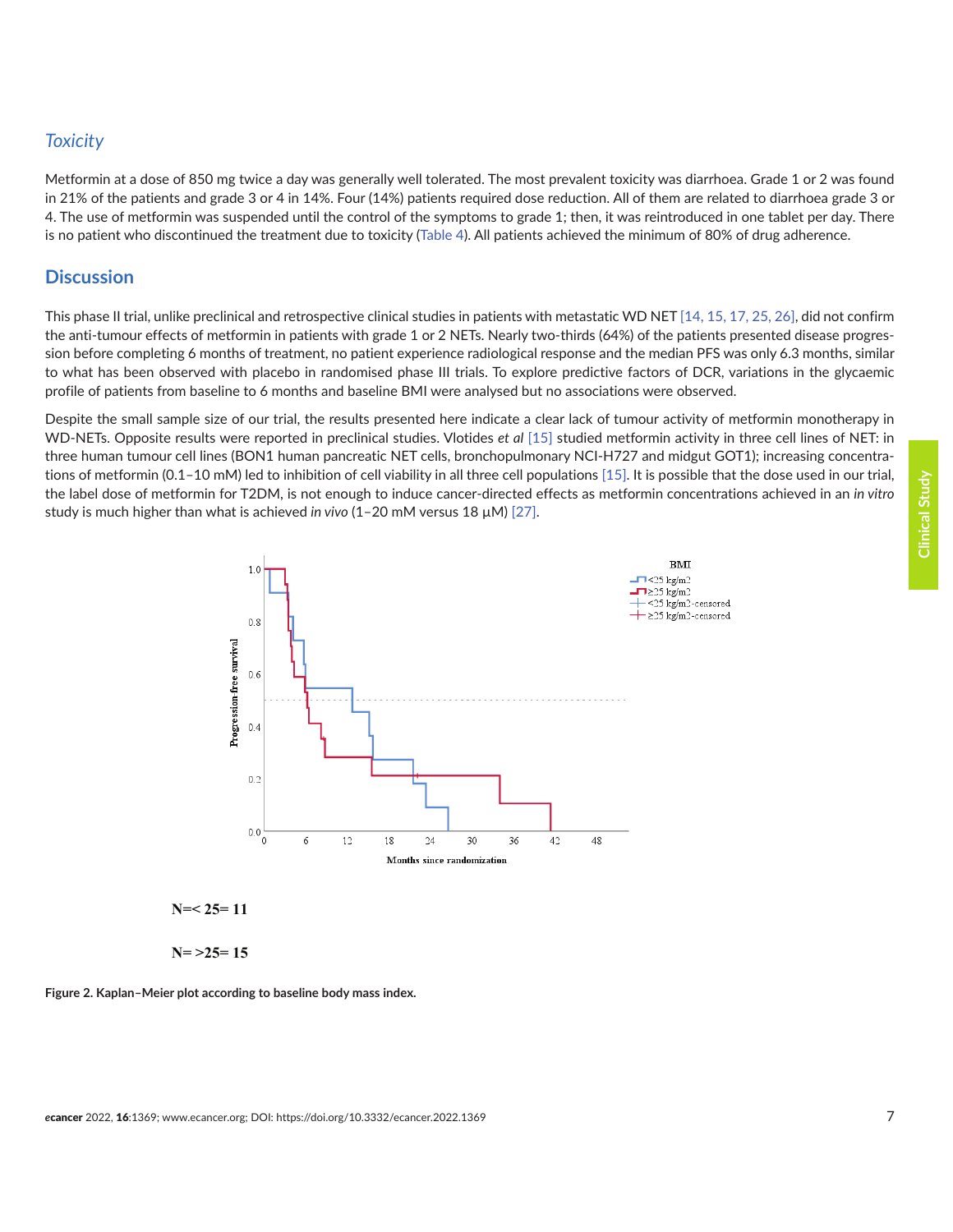### *Toxicity*

Metformin at a dose of 850 mg twice a day was generally well tolerated. The most prevalent toxicity was diarrhoea. Grade 1 or 2 was found in 21% of the patients and grade 3 or 4 in 14%. Four (14%) patients required dose reduction. All of them are related to diarrhoea grade 3 or 4. The use of metformin was suspended until the control of the symptoms to grade 1; then, it was reintroduced in one tablet per day. There is no patient who discontinued the treatment due to toxicity (Table 4). All patients achieved the minimum of 80% of drug adherence.

## Discussion

This phase II trial, unlike preclinical and retrospective clinical studies in patients with metastatic WD NET [14, 15, 17, 25, 26], did not confirm the anti-tumour effects of metformin in patients with grade 1 or 2 NETs. Nearly two-thirds (64%) of the patients presented disease progression before completing 6 months of treatment, no patient experience radiological response and the median PFS was only 6.3 months, similar to what has been observed with placebo in randomised phase III trials. To explore predictive factors of DCR, variations in the glycaemic profile of patients from baseline to 6 months and baseline BMI were analysed but no associations were observed.

Despite the small sample size of our trial, the results presented here indicate a clear lack of tumour activity of metformin monotherapy in WD-NETs. Opposite results were reported in preclinical studies. Vlotides *et al* [15] studied metformin activity in three cell lines of NET: in three human tumour cell lines (BON1 human pancreatic NET cells, bronchopulmonary NCI-H727 and midgut GOT1); increasing concentrations of metformin (0.1–10 mM) led to inhibition of cell viability in all three cell populations [15]. It is possible that the dose used in our trial, the label dose of metformin for T2DM, is not enough to induce cancer-directed effects as metformin concentrations achieved in an *in vitro* study is much higher than what is achieved *in vivo* (1–20 mM versus 18 μM) [27].

**N=< 25= 11**

**N= >25= 15**

**Figure 2. Kaplan–Meier plot according to baseline body mass index.**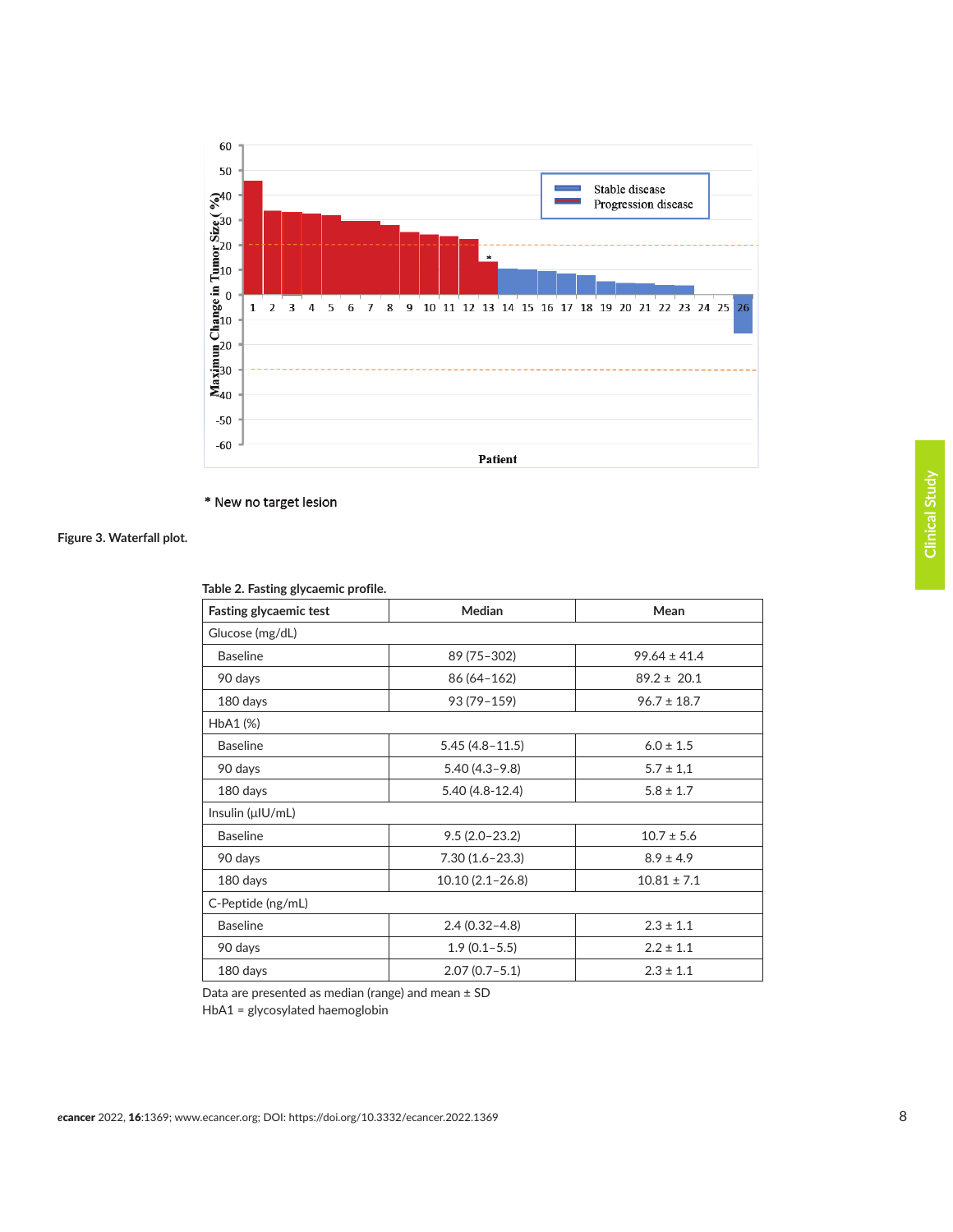\* New no target lesion

**Figure 3. Waterfall plot.**

**Table 2. Fasting glycaemic profile.**

| Fasting glycaemic test | Median | Mean |
|---|---|---|
| Glucose (mg/dL) | | |
| Baseline | 89 (75–302) | 99.64 ± 41.4 |
| 90 days | 86 (64–162) | 89.2 ± 20.1 |
| 180 days | 93 (79–159) | 96.7 ± 18.7 |
| HbA1 (%) | | |
| Baseline | 5.45 (4.8–11.5) | 6.0 ± 1.5 |
| 90 days | 5.40 (4.3–9.8) | 5.7 ± 1,1 |
| 180 days | 5.40 (4.8-12.4) | 5.8 ± 1.7 |
| Insulin (μIU/mL) | | |
| Baseline | 9.5 (2.0–23.2) | 10.7 ± 5.6 |
| 90 days | 7.30 (1.6–23.3) | 8.9 ± 4.9 |
| 180 days | 10.10 (2.1–26.8) | 10.81 ± 7.1 |
| C-Peptide (ng/mL) | | |
| Baseline | 2.4 (0.32–4.8) | 2.3 ± 1.1 |
| 90 days | 1.9 (0.1–5.5) | 2.2 ± 1.1 |
| 180 days | 2.07 (0.7–5.1) | 2.3 ± 1.1 |

Data are presented as median (range) and mean ± SD
HbA1 = glycosylated haemoglobin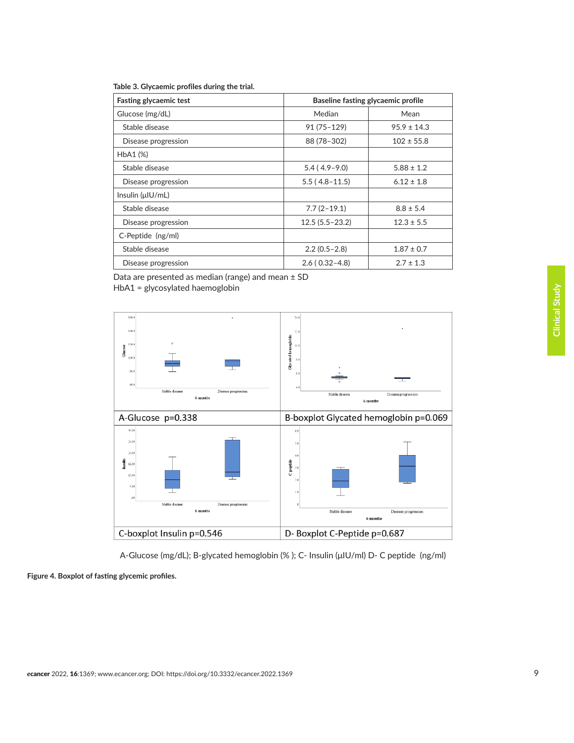**Table 3. Glycaemic profiles during the trial.**

| Fasting glycaemic test | Baseline fasting glycaemic profile | |
|---|---|---|
| Glucose (mg/dL) | Median | Mean |
| Stable disease | 91 (75–129) | 95.9 ± 14.3 |
| Disease progression | 88 (78–302) | 102 ± 55.8 |
| HbA1 (%) | | |
| Stable disease | 5.4 ( 4.9–9.0) | 5.88 ± 1.2 |
| Disease progression | 5.5 ( 4.8–11.5) | 6.12 ± 1.8 |
| Insulin (µIU/mL) | | |
| Stable disease | 7.7 (2–19.1) | 8.8 ± 5.4 |
| Disease progression | 12.5 (5.5–23.2) | 12.3 ± 5.5 |
| C-Peptide (ng/ml) | | |
| Stable disease | 2.2 (0.5–2.8) | 1.87 ± 0.7 |
| Disease progression | 2.6 ( 0.32–4.8) | 2.7 ± 1.3 |

Data are presented as median (range) and mean ± SD
HbA1 = glycosylated haemoglobin

A-Glucose p=0.338

B-boxplot Glycated hemoglobin p=0.069

C-boxplot Insulin p=0.546

D- Boxplot C-Peptide p=0.687

A-Glucose (mg/dL); B-glycated hemoglobin (% ); C- Insulin (µIU/ml) D- C peptide (ng/ml)

**Figure 4. Boxplot of fasting glycemic profiles.**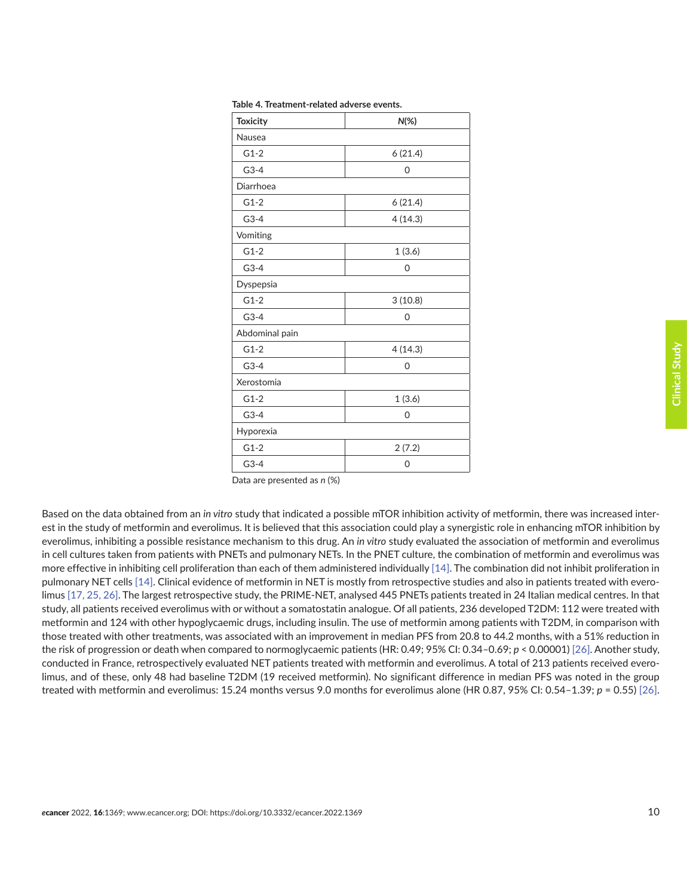**Table 4. Treatment-related adverse events.**

| Toxicity | *N*(%) |
|---|---|
| Nausea | |
| G1-2 | 6 (21.4) |
| G3-4 | 0 |
| Diarrhoea | |
| G1-2 | 6 (21.4) |
| G3-4 | 4 (14.3) |
| Vomiting | |
| G1-2 | 1 (3.6) |
| G3-4 | 0 |
| Dyspepsia | |
| G1-2 | 3 (10.8) |
| G3-4 | 0 |
| Abdominal pain | |
| G1-2 | 4 (14.3) |
| G3-4 | 0 |
| Xerostomia | |
| G1-2 | 1 (3.6) |
| G3-4 | 0 |
| Hyporexia | |
| G1-2 | 2 (7.2) |
| G3-4 | 0 |

Data are presented as *n* (%)

Based on the data obtained from an *in vitro* study that indicated a possible mTOR inhibition activity of metformin, there was increased interest in the study of metformin and everolimus. It is believed that this association could play a synergistic role in enhancing mTOR inhibition by everolimus, inhibiting a possible resistance mechanism to this drug. An *in vitro* study evaluated the association of metformin and everolimus in cell cultures taken from patients with PNETs and pulmonary NETs. In the PNET culture, the combination of metformin and everolimus was more effective in inhibiting cell proliferation than each of them administered individually [14]. The combination did not inhibit proliferation in pulmonary NET cells [14]. Clinical evidence of metformin in NET is mostly from retrospective studies and also in patients treated with everolimus [17, 25, 26]. The largest retrospective study, the PRIME-NET, analysed 445 PNETs patients treated in 24 Italian medical centres. In that study, all patients received everolimus with or without a somatostatin analogue. Of all patients, 236 developed T2DM: 112 were treated with metformin and 124 with other hypoglycaemic drugs, including insulin. The use of metformin among patients with T2DM, in comparison with those treated with other treatments, was associated with an improvement in median PFS from 20.8 to 44.2 months, with a 51% reduction in the risk of progression or death when compared to normoglycaemic patients (HR: 0.49; 95% CI: 0.34–0.69; $p < 0.00001$) [26]. Another study, conducted in France, retrospectively evaluated NET patients treated with metformin and everolimus. A total of 213 patients received everolimus, and of these, only 48 had baseline T2DM (19 received metformin). No significant difference in median PFS was noted in the group treated with metformin and everolimus: 15.24 months versus 9.0 months for everolimus alone (HR 0.87, 95% CI: 0.54–1.39; $p = 0.55$) [26].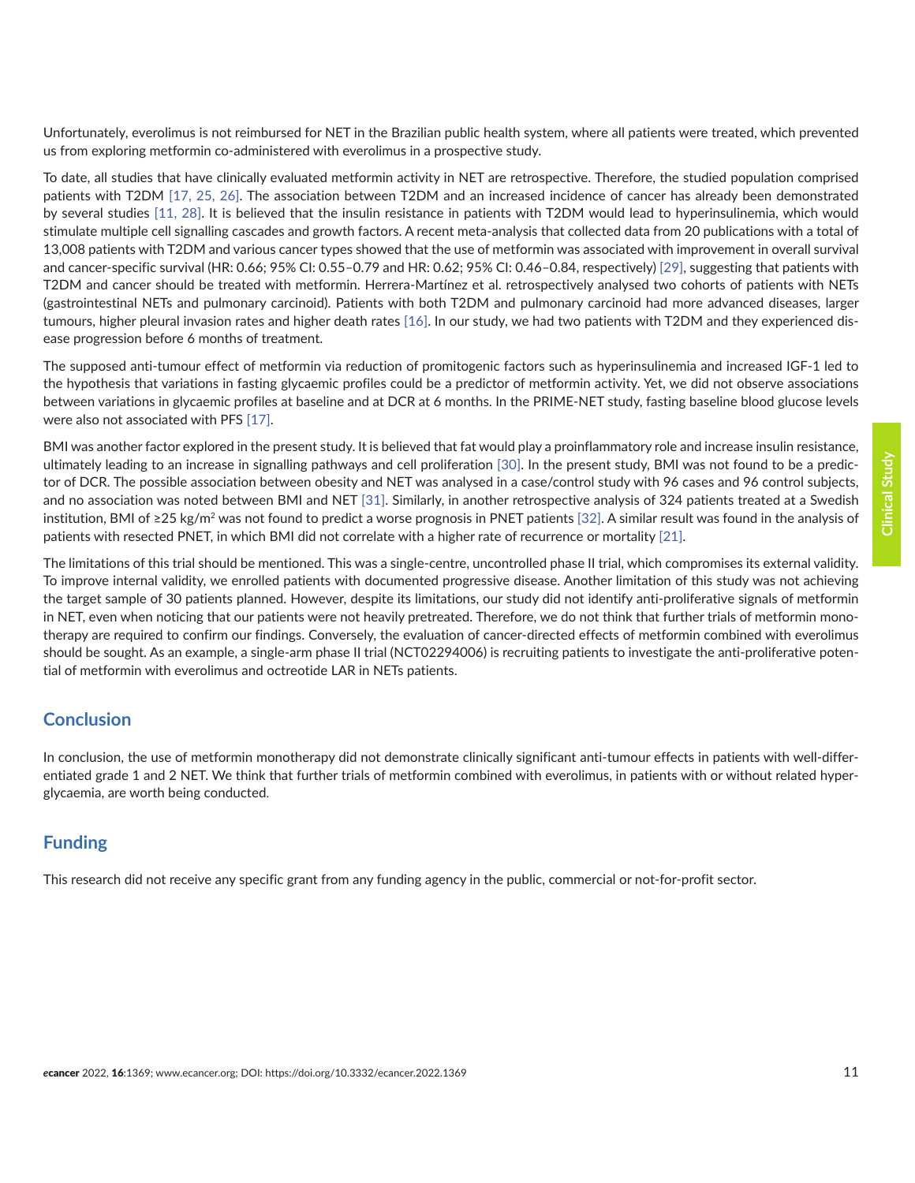Unfortunately, everolimus is not reimbursed for NET in the Brazilian public health system, where all patients were treated, which prevented us from exploring metformin co-administered with everolimus in a prospective study.

To date, all studies that have clinically evaluated metformin activity in NET are retrospective. Therefore, the studied population comprised patients with T2DM [17, 25, 26]. The association between T2DM and an increased incidence of cancer has already been demonstrated by several studies [11, 28]. It is believed that the insulin resistance in patients with T2DM would lead to hyperinsulinemia, which would stimulate multiple cell signalling cascades and growth factors. A recent meta-analysis that collected data from 20 publications with a total of 13,008 patients with T2DM and various cancer types showed that the use of metformin was associated with improvement in overall survival and cancer-specific survival (HR: 0.66; 95% CI: 0.55–0.79 and HR: 0.62; 95% CI: 0.46–0.84, respectively) [29], suggesting that patients with T2DM and cancer should be treated with metformin. Herrera-Martínez et al. retrospectively analysed two cohorts of patients with NETs (gastrointestinal NETs and pulmonary carcinoid). Patients with both T2DM and pulmonary carcinoid had more advanced diseases, larger tumours, higher pleural invasion rates and higher death rates [16]. In our study, we had two patients with T2DM and they experienced disease progression before 6 months of treatment.

The supposed anti-tumour effect of metformin via reduction of promitogenic factors such as hyperinsulinemia and increased IGF-1 led to the hypothesis that variations in fasting glycaemic profiles could be a predictor of metformin activity. Yet, we did not observe associations between variations in glycaemic profiles at baseline and at DCR at 6 months. In the PRIME-NET study, fasting baseline blood glucose levels were also not associated with PFS [17].

BMI was another factor explored in the present study. It is believed that fat would play a proinflammatory role and increase insulin resistance, ultimately leading to an increase in signalling pathways and cell proliferation [30]. In the present study, BMI was not found to be a predictor of DCR. The possible association between obesity and NET was analysed in a case/control study with 96 cases and 96 control subjects, and no association was noted between BMI and NET [31]. Similarly, in another retrospective analysis of 324 patients treated at a Swedish institution, BMI of ≥25 kg/m$^2$ was not found to predict a worse prognosis in PNET patients [32]. A similar result was found in the analysis of patients with resected PNET, in which BMI did not correlate with a higher rate of recurrence or mortality [21].

The limitations of this trial should be mentioned. This was a single-centre, uncontrolled phase II trial, which compromises its external validity. To improve internal validity, we enrolled patients with documented progressive disease. Another limitation of this study was not achieving the target sample of 30 patients planned. However, despite its limitations, our study did not identify anti-proliferative signals of metformin in NET, even when noticing that our patients were not heavily pretreated. Therefore, we do not think that further trials of metformin monotherapy are required to confirm our findings. Conversely, the evaluation of cancer-directed effects of metformin combined with everolimus should be sought. As an example, a single-arm phase II trial (NCT02294006) is recruiting patients to investigate the anti-proliferative potential of metformin with everolimus and octreotide LAR in NETs patients.

## Conclusion

In conclusion, the use of metformin monotherapy did not demonstrate clinically significant anti-tumour effects in patients with well-differentiated grade 1 and 2 NET. We think that further trials of metformin combined with everolimus, in patients with or without related hyperglycaemia, are worth being conducted.

## Funding

This research did not receive any specific grant from any funding agency in the public, commercial or not-for-profit sector.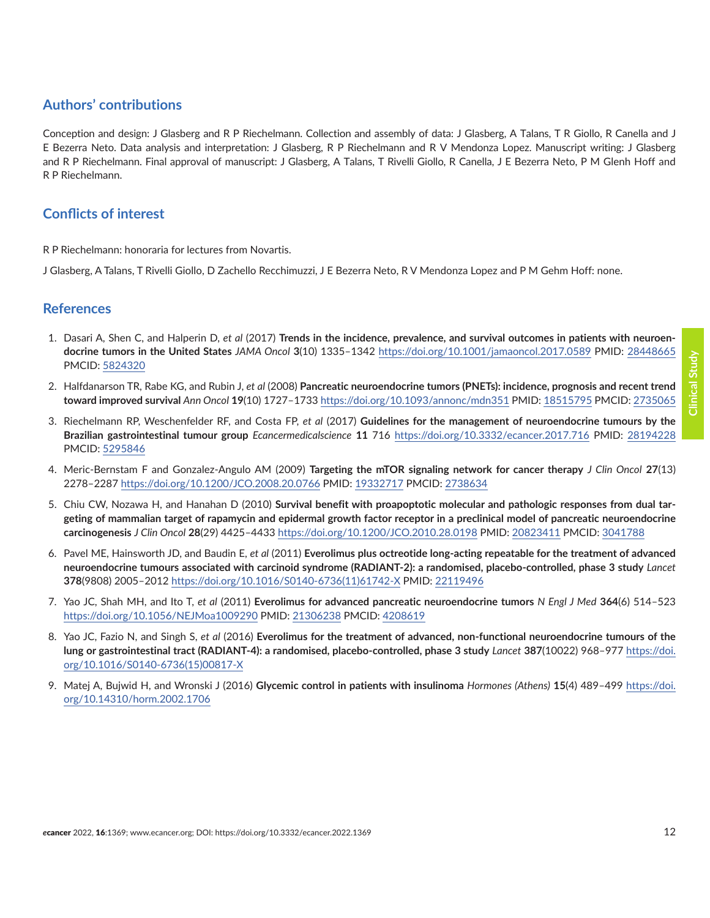## Authors' contributions

Conception and design: J Glasberg and R P Riechelmann. Collection and assembly of data: J Glasberg, A Talans, T R Giollo, R Canella and J E Bezerra Neto. Data analysis and interpretation: J Glasberg, R P Riechelmann and R V Mendonza Lopez. Manuscript writing: J Glasberg and R P Riechelmann. Final approval of manuscript: J Glasberg, A Talans, T Rivelli Giollo, R Canella, J E Bezerra Neto, P M Glenh Hoff and R P Riechelmann.

## Conflicts of interest

R P Riechelmann: honoraria for lectures from Novartis.

J Glasberg, A Talans, T Rivelli Giollo, D Zachello Recchimuzzi, J E Bezerra Neto, R V Mendonza Lopez and P M Gehm Hoff: none.

## References

1. Dasari A, Shen C, and Halperin D, *et al* (2017) **Trends in the incidence, prevalence, and survival outcomes in patients with neuroendocrine tumors in the United States** *JAMA Oncol* **3**(10) 1335–1342 https://doi.org/10.1001/jamaoncol.2017.0589 PMID: 28448665 PMCID: 5824320

2. Halfdanarson TR, Rabe KG, and Rubin J, *et al* (2008) **Pancreatic neuroendocrine tumors (PNETs): incidence, prognosis and recent trend toward improved survival** *Ann Oncol* **19**(10) 1727–1733 https://doi.org/10.1093/annonc/mdn351 PMID: 18515795 PMCID: 2735065

3. Riechelmann RP, Weschenfelder RF, and Costa FP, *et al* (2017) **Guidelines for the management of neuroendocrine tumours by the Brazilian gastrointestinal tumour group** *Ecancermedicalscience* **11** 716 https://doi.org/10.3332/ecancer.2017.716 PMID: 28194228 PMCID: 5295846

4. Meric-Bernstam F and Gonzalez-Angulo AM (2009) **Targeting the mTOR signaling network for cancer therapy** *J Clin Oncol* **27**(13) 2278–2287 https://doi.org/10.1200/JCO.2008.20.0766 PMID: 19332717 PMCID: 2738634

5. Chiu CW, Nozawa H, and Hanahan D (2010) **Survival benefit with proapoptotic molecular and pathologic responses from dual targeting of mammalian target of rapamycin and epidermal growth factor receptor in a preclinical model of pancreatic neuroendocrine carcinogenesis** *J Clin Oncol* **28**(29) 4425–4433 https://doi.org/10.1200/JCO.2010.28.0198 PMID: 20823411 PMCID: 3041788

6. Pavel ME, Hainsworth JD, and Baudin E, *et al* (2011) **Everolimus plus octreotide long-acting repeatable for the treatment of advanced neuroendocrine tumours associated with carcinoid syndrome (RADIANT-2): a randomised, placebo-controlled, phase 3 study** *Lancet* **378**(9808) 2005–2012 https://doi.org/10.1016/S0140-6736(11)61742-X PMID: 22119496

7. Yao JC, Shah MH, and Ito T, *et al* (2011) **Everolimus for advanced pancreatic neuroendocrine tumors** *N Engl J Med* **364**(6) 514–523 https://doi.org/10.1056/NEJMoa1009290 PMID: 21306238 PMCID: 4208619

8. Yao JC, Fazio N, and Singh S, *et al* (2016) **Everolimus for the treatment of advanced, non-functional neuroendocrine tumours of the lung or gastrointestinal tract (RADIANT-4): a randomised, placebo-controlled, phase 3 study** *Lancet* **387**(10022) 968–977 https://doi.org/10.1016/S0140-6736(15)00817-X

9. Matej A, Bujwid H, and Wronski J (2016) **Glycemic control in patients with insulinoma** *Hormones (Athens)* **15**(4) 489–499 https://doi.org/10.14310/horm.2002.1706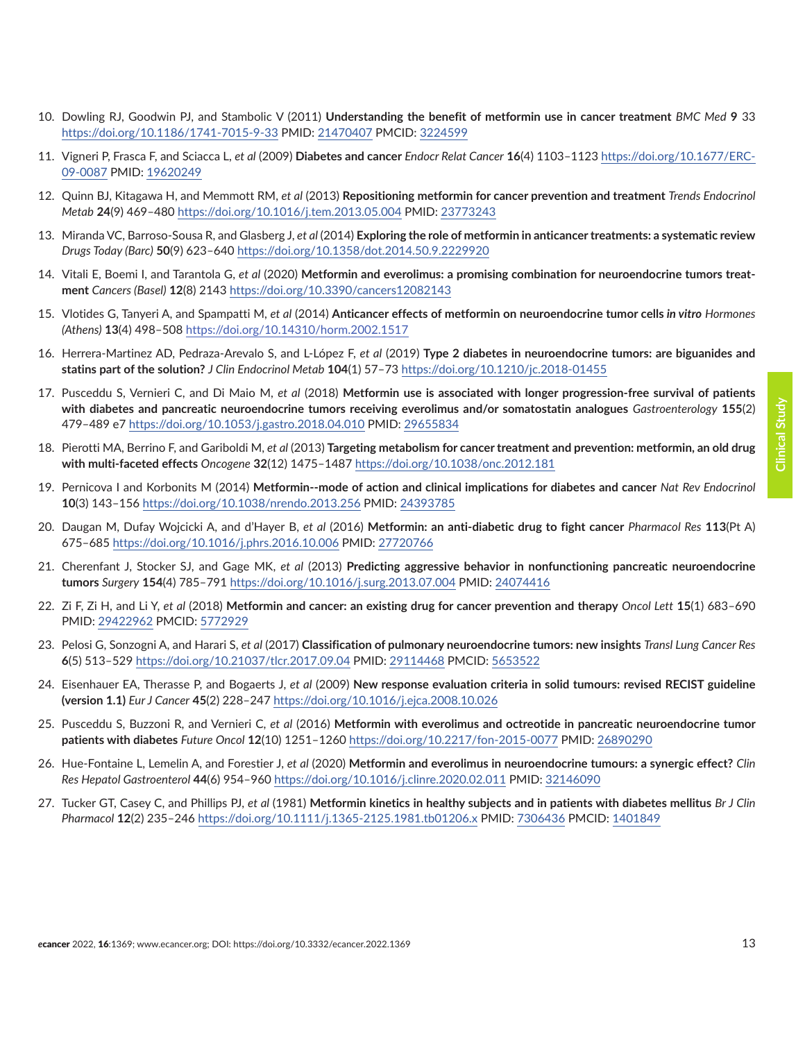10. Dowling RJ, Goodwin PJ, and Stambolic V (2011) **Understanding the benefit of metformin use in cancer treatment** *BMC Med* **9** 33 https://doi.org/10.1186/1741-7015-9-33 PMID: 21470407 PMCID: 3224599

11. Vigneri P, Frasca F, and Sciacca L, *et al* (2009) **Diabetes and cancer** *Endocr Relat Cancer* **16**(4) 1103–1123 https://doi.org/10.1677/ERC-09-0087 PMID: 19620249

12. Quinn BJ, Kitagawa H, and Memmott RM, *et al* (2013) **Repositioning metformin for cancer prevention and treatment** *Trends Endocrinol Metab* **24**(9) 469–480 https://doi.org/10.1016/j.tem.2013.05.004 PMID: 23773243

13. Miranda VC, Barroso-Sousa R, and Glasberg J, *et al* (2014) **Exploring the role of metformin in anticancer treatments: a systematic review** *Drugs Today (Barc)* **50**(9) 623–640 https://doi.org/10.1358/dot.2014.50.9.2229920

14. Vitali E, Boemi I, and Tarantola G, *et al* (2020) **Metformin and everolimus: a promising combination for neuroendocrine tumors treatment** *Cancers (Basel)* **12**(8) 2143 https://doi.org/10.3390/cancers12082143

15. Vlotides G, Tanyeri A, and Spampatti M, *et al* (2014) **Anticancer effects of metformin on neuroendocrine tumor cells *in vitro*** *Hormones (Athens)* **13**(4) 498–508 https://doi.org/10.14310/horm.2002.1517

16. Herrera-Martinez AD, Pedraza-Arevalo S, and L-López F, *et al* (2019) **Type 2 diabetes in neuroendocrine tumors: are biguanides and statins part of the solution?** *J Clin Endocrinol Metab* **104**(1) 57–73 https://doi.org/10.1210/jc.2018-01455

17. Pusceddu S, Vernieri C, and Di Maio M, *et al* (2018) **Metformin use is associated with longer progression-free survival of patients with diabetes and pancreatic neuroendocrine tumors receiving everolimus and/or somatostatin analogues** *Gastroenterology* **155**(2) 479–489 e7 https://doi.org/10.1053/j.gastro.2018.04.010 PMID: 29655834

18. Pierotti MA, Berrino F, and Gariboldi M, *et al* (2013) **Targeting metabolism for cancer treatment and prevention: metformin, an old drug with multi-faceted effects** *Oncogene* **32**(12) 1475–1487 https://doi.org/10.1038/onc.2012.181

19. Pernicova I and Korbonits M (2014) **Metformin--mode of action and clinical implications for diabetes and cancer** *Nat Rev Endocrinol* **10**(3) 143–156 https://doi.org/10.1038/nrendo.2013.256 PMID: 24393785

20. Daugan M, Dufay Wojcicki A, and d'Hayer B, *et al* (2016) **Metformin: an anti-diabetic drug to fight cancer** *Pharmacol Res* **113**(Pt A) 675–685 https://doi.org/10.1016/j.phrs.2016.10.006 PMID: 27720766

21. Cherenfant J, Stocker SJ, and Gage MK, *et al* (2013) **Predicting aggressive behavior in nonfunctioning pancreatic neuroendocrine tumors** *Surgery* **154**(4) 785–791 https://doi.org/10.1016/j.surg.2013.07.004 PMID: 24074416

22. Zi F, Zi H, and Li Y, *et al* (2018) **Metformin and cancer: an existing drug for cancer prevention and therapy** *Oncol Lett* **15**(1) 683–690 PMID: 29422962 PMCID: 5772929

23. Pelosi G, Sonzogni A, and Harari S, *et al* (2017) **Classification of pulmonary neuroendocrine tumors: new insights** *Transl Lung Cancer Res* **6**(5) 513–529 https://doi.org/10.21037/tlcr.2017.09.04 PMID: 29114468 PMCID: 5653522

24. Eisenhauer EA, Therasse P, and Bogaerts J, *et al* (2009) **New response evaluation criteria in solid tumours: revised RECIST guideline (version 1.1)** *Eur J Cancer* **45**(2) 228–247 https://doi.org/10.1016/j.ejca.2008.10.026

25. Pusceddu S, Buzzoni R, and Vernieri C, *et al* (2016) **Metformin with everolimus and octreotide in pancreatic neuroendocrine tumor patients with diabetes** *Future Oncol* **12**(10) 1251–1260 https://doi.org/10.2217/fon-2015-0077 PMID: 26890290

26. Hue-Fontaine L, Lemelin A, and Forestier J, *et al* (2020) **Metformin and everolimus in neuroendocrine tumours: a synergic effect?** *Clin Res Hepatol Gastroenterol* **44**(6) 954–960 https://doi.org/10.1016/j.clinre.2020.02.011 PMID: 32146090

27. Tucker GT, Casey C, and Phillips PJ, *et al* (1981) **Metformin kinetics in healthy subjects and in patients with diabetes mellitus** *Br J Clin Pharmacol* **12**(2) 235–246 https://doi.org/10.1111/j.1365-2125.1981.tb01206.x PMID: 7306436 PMCID: 1401849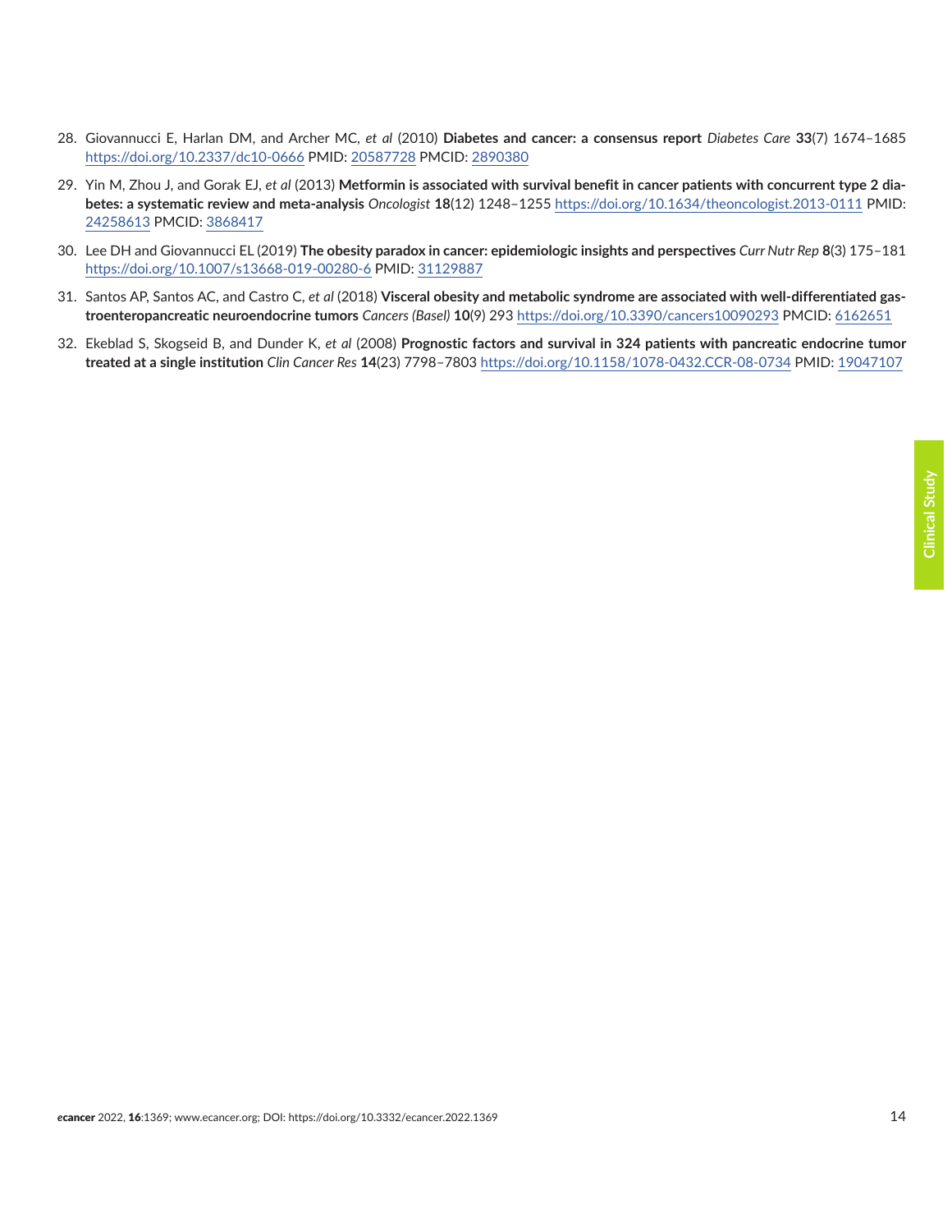28. Giovannucci E, Harlan DM, and Archer MC, *et al* (2010) **Diabetes and cancer: a consensus report** *Diabetes Care* **33**(7) 1674–1685 https://doi.org/10.2337/dc10-0666 PMID: 20587728 PMCID: 2890380

29. Yin M, Zhou J, and Gorak EJ, *et al* (2013) **Metformin is associated with survival benefit in cancer patients with concurrent type 2 diabetes: a systematic review and meta-analysis** *Oncologist* **18**(12) 1248–1255 https://doi.org/10.1634/theoncologist.2013-0111 PMID: 24258613 PMCID: 3868417

30. Lee DH and Giovannucci EL (2019) **The obesity paradox in cancer: epidemiologic insights and perspectives** *Curr Nutr Rep* **8**(3) 175–181 https://doi.org/10.1007/s13668-019-00280-6 PMID: 31129887

31. Santos AP, Santos AC, and Castro C, *et al* (2018) **Visceral obesity and metabolic syndrome are associated with well-differentiated gastroenteropancreatic neuroendocrine tumors** *Cancers (Basel)* **10**(9) 293 https://doi.org/10.3390/cancers10090293 PMCID: 6162651

32. Ekeblad S, Skogseid B, and Dunder K, *et al* (2008) **Prognostic factors and survival in 324 patients with pancreatic endocrine tumor treated at a single institution** *Clin Cancer Res* **14**(23) 7798–7803 https://doi.org/10.1158/1078-0432.CCR-08-0734 PMID: 19047107